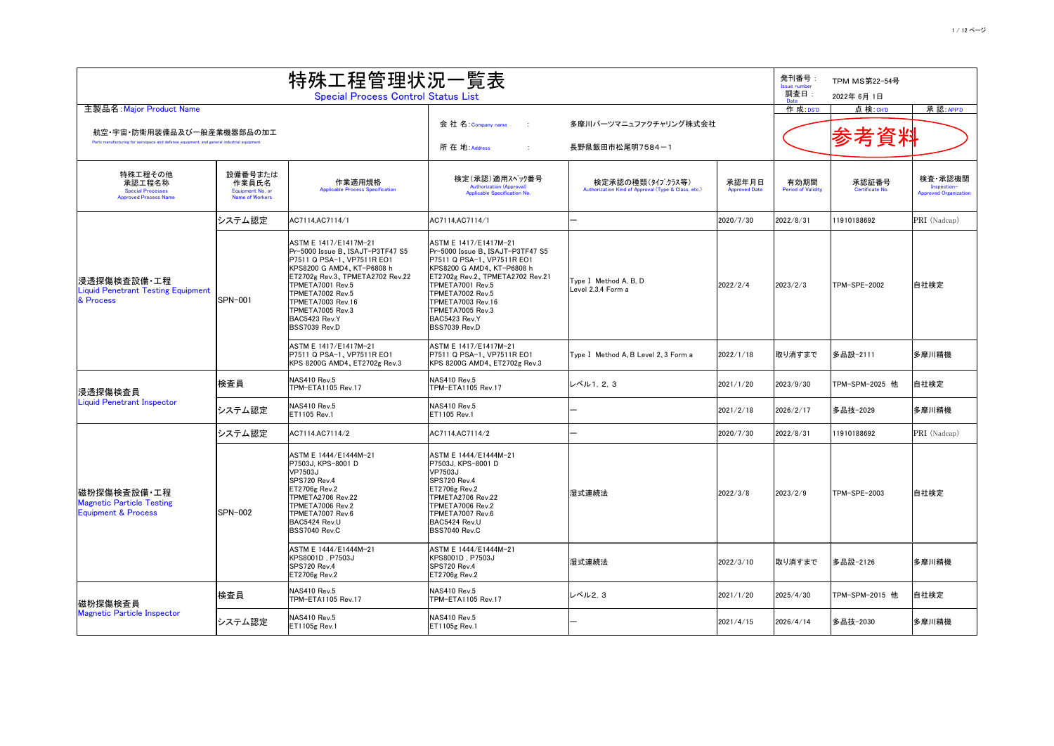# 特殊工程管理状況一覧表

## Special Process Control Status List

発刊番号 : Issue number　TPM MS第22-54号
調査日 : Date　2022年 6月 1日

| 作 成:DS'D | 点 検:CH'D | 承 認:APP'D |
|---|---|---|
| | 参考資料 | |

主製品名:Major Product Name

航空・宇宙・防衛用装備品及び一般産業機器部品の加工
Parts manufacturing for aerospace and defense equipment, and general industrial equipment

会 社 名:Company name　:　多摩川パーツマニュファクチャリング株式会社
所 在 地:Address　:　長野県飯田市松尾明7584ー1

| 特殊工程その他承認工程名称 Special Processes Approved Process Name | 設備番号または作業員氏名 Equipment No. or Name of Workers | 作業適用規格 Applicable Process Specification | 検定(承認)適用ｽﾍﾟｯｸ番号 Authorization (Approval) Applicable Specification No. | 検定承認の種類(ﾀｲﾌﾟ.ｸﾗｽ等) Authorization Kind of Approval (Type & Class, etc.) | 承認年月日 Approved Date | 有効期間 Period of Validity | 承認証番号 Certificate No. | 検査・承認機関 Inspection-Approved Organization |
|---|---|---|---|---|---|---|---|---|
| 浸透探傷検査設備・工程 Liquid Penetrant Testing Equipment & Process | システム認定 | AC7114,AC7114/1 | AC7114,AC7114/1 | ― | 2020/7/30 | 2022/8/31 | 11910188692 | PRI (Nadcap) |
| | SPN-001 | ASTM E 1417/E1417M-21<br>Pr-5000 Issue B、ISAJT-P3TF47 S5<br>P7511 Q PSA-1、VP7511R EO1<br>KPS8200 G AMD4、KT-P6808 h<br>ET2702g Rev.3、TPMETA2702 Rev.22<br>TPMETA7001 Rev.5<br>TPMETA7002 Rev.5<br>TPMETA7003 Rev.16<br>TPMETA7005 Rev.3<br>BAC5423 Rev.Y<br>BSS7039 Rev.D | ASTM E 1417/E1417M-21<br>Pr-5000 Issue B、ISAJT-P3TF47 S5<br>P7511 Q PSA-1、VP7511R EO1<br>KPS8200 G AMD4、KT-P6808 h<br>ET2702g Rev.2、TPMETA2702 Rev.21<br>TPMETA7001 Rev.5<br>TPMETA7002 Rev.5<br>TPMETA7003 Rev.16<br>TPMETA7005 Rev.3<br>BAC5423 Rev.Y<br>BSS7039 Rev.D | Type Ⅰ Method A, B, D<br>Level 2,3,4 Form a | 2022/2/4 | 2023/2/3 | TPM-SPE-2002 | 自社検定 |
| | | ASTM E 1417/E1417M-21<br>P7511 Q PSA-1、VP7511R EO1<br>KPS 8200G AMD4、ET2702g Rev.3 | ASTM E 1417/E1417M-21<br>P7511 Q PSA-1、VP7511R EO1<br>KPS 8200G AMD4、ET2702g Rev.3 | Type Ⅰ Method A, B Level 2, 3 Form a | 2022/1/18 | 取り消すまで | 多品設-2111 | 多摩川精機 |
| 浸透探傷検査員 Liquid Penetrant Inspector | 検査員 | NAS410 Rev.5<br>TPM-ETA1105 Rev.17 | NAS410 Rev.5<br>TPM-ETA1105 Rev.17 | レベル1, 2, 3 | 2021/1/20 | 2023/9/30 | TPM-SPM-2025 他 | 自社検定 |
| | システム認定 | NAS410 Rev.5<br>ET1105 Rev.1 | NAS410 Rev.5<br>ET1105 Rev.1 | ― | 2021/2/18 | 2026/2/17 | 多品技-2029 | 多摩川精機 |
| 磁粉探傷検査設備・工程 Magnetic Particle Testing Equipment & Process | システム認定 | AC7114.AC7114/2 | AC7114.AC7114/2 | ― | 2020/7/30 | 2022/8/31 | 11910188692 | PRI (Nadcap) |
| | SPN-002 | ASTM E 1444/E1444M-21<br>P7503J, KPS-8001 D<br>VP7503J<br>SPS720 Rev.4<br>ET2706g Rev.2<br>TPMETA2706 Rev.22<br>TPMETA7006 Rev.2<br>TPMETA7007 Rev.6<br>BAC5424 Rev.U<br>BSS7040 Rev.C | ASTM E 1444/E1444M-21<br>P7503J, KPS-8001 D<br>VP7503J<br>SPS720 Rev.4<br>ET2706g Rev.2<br>TPMETA2706 Rev.22<br>TPMETA7006 Rev.2<br>TPMETA7007 Rev.6<br>BAC5424 Rev.U<br>BSS7040 Rev.C | 湿式連続法 | 2022/3/8 | 2023/2/9 | TPM-SPE-2003 | 自社検定 |
| | | ASTM E 1444/E1444M-21<br>KPS8001D , P7503J<br>SPS720 Rev.4<br>ET2706g Rev.2 | ASTM E 1444/E1444M-21<br>KPS8001D , P7503J<br>SPS720 Rev.4<br>ET2706g Rev.2 | 湿式連続法 | 2022/3/10 | 取り消すまで | 多品設-2126 | 多摩川精機 |
| 磁粉探傷検査員 Magnetic Particle Inspector | 検査員 | NAS410 Rev.5<br>TPM-ETA1105 Rev.17 | NAS410 Rev.5<br>TPM-ETA1105 Rev.17 | レベル2, 3 | 2021/1/20 | 2025/4/30 | TPM-SPM-2015 他 | 自社検定 |
| | システム認定 | NAS410 Rev.5<br>ET1105g Rev.1 | NAS410 Rev.5<br>ET1105g Rev.1 | ― | 2021/4/15 | 2026/4/14 | 多品技-2030 | 多摩川精機 |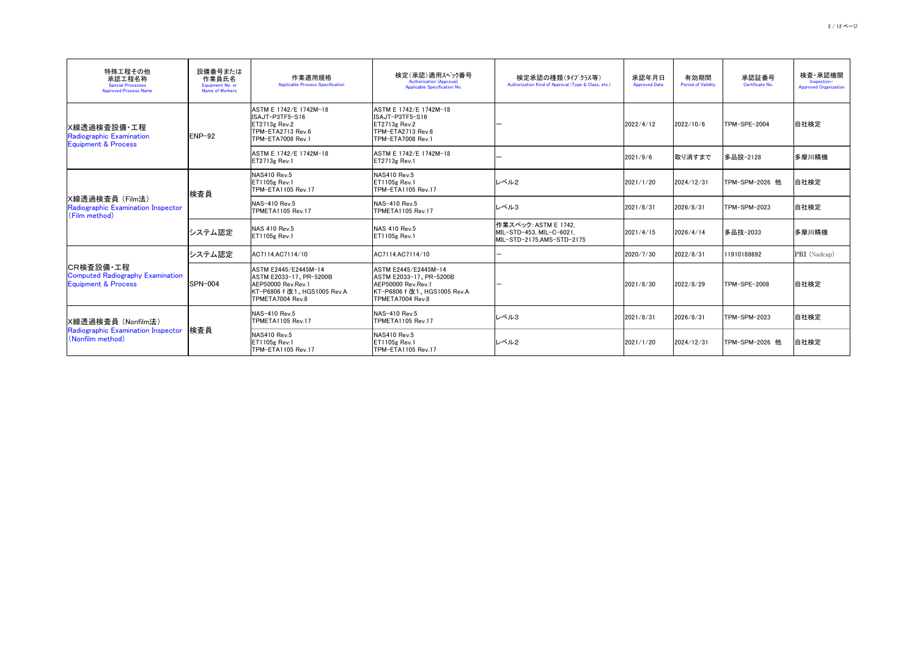| 特殊工程その他承認工程名称 Special Processes Approved Process Name | 設備番号または作業員氏名 Equipment No. or Name of Workers | 作業適用規格 Applicable Process Specification | 検定(承認)適用ｽﾍﾟｯｸ番号 Authorization (Approval) Applicable Specification No. | 検定承認の種類(ﾀｲﾌﾟ,ｸﾗｽ等) Authorization Kind of Approval (Type & Class, etc.) | 承認年月日 Approved Date | 有効期間 Period of Validity | 承認証番号 Certificate No. | 検査・承認機関 Inspection-Approved Organization |
|---|---|---|---|---|---|---|---|---|
| X線透過検査設備・工程 Radiographic Examination Equipment & Process | ENP-92 | ASTM E 1742/E 1742M-18<br>ISAJT-P3TF5-S16<br>ET2713g Rev.2<br>TPM-ETA2713 Rev.6<br>TPM-ETA7008 Rev.1 | ASTM E 1742/E 1742M-18<br>ISAJT-P3TF5-S16<br>ET2713g Rev.2<br>TPM-ETA2713 Rev.6<br>TPM-ETA7008 Rev.1 | — | 2022/4/12 | 2022/10/6 | TPM-SPE-2004 | 自社検定 |
| | | ASTM E 1742/E 1742M-18<br>ET2713g Rev.1 | ASTM E 1742/E 1742M-18<br>ET2713g Rev.1 | — | 2021/9/6 | 取り消すまで | 多品設-2128 | 多摩川精機 |
| X線透過検査員（Film法） Radiographic Examination Inspector (Film method) | 検査員 | NAS410 Rev.5<br>ET1105g Rev.1<br>TPM-ETA1105 Rev.17 | NAS410 Rev.5<br>ET1105g Rev.1<br>TPM-ETA1105 Rev.17 | レベル2 | 2021/1/20 | 2024/12/31 | TPM-SPM-2026 他 | 自社検定 |
| | | NAS-410 Rev.5<br>TPMETA1105 Rev.17 | NAS-410 Rev.5<br>TPMETA1105 Rev.17 | レベル3 | 2021/8/31 | 2026/8/31 | TPM-SPM-2023 | 自社検定 |
| | システム認定 | NAS 410 Rev.5<br>ET1105g Rev.1 | NAS 410 Rev.5<br>ET1105g Rev.1 | 作業スペック：ASTM E 1742, MIL-STD-453, MIL-C-6021, MIL-STD-2175,AMS-STD-2175 | 2021/4/15 | 2026/4/14 | 多品技-2033 | 多摩川精機 |
| CR検査設備・工程 Computed Radiography Examination Equipment & Process | システム認定 | AC7114.AC7114/10 | AC7114.AC7114/10 | — | 2020/7/30 | 2022/8/31 | 11910188692 | PRI (Nadcap) |
| | SPN-004 | ASTM E2445/E2445M-14<br>ASTM E2033-17、PR-5200B<br>AEP50000 Rev.Rev.1<br>KT-P6806 f 改1、HGS1005 Rev.A<br>TPMETA7004 Rev.8 | ASTM E2445/E2445M-14<br>ASTM E2033-17、PR-5200B<br>AEP50000 Rev.Rev.1<br>KT-P6806 f 改1、HGS1005 Rev.A<br>TPMETA7004 Rev.8 | — | 2021/8/30 | 2022/8/29 | TPM-SPE-2008 | 自社検定 |
| X線透過検査員（Nonfilm法） Radiographic Examination Inspector (Nonfilm method) | 検査員 | NAS-410 Rev.5<br>TPMETA1105 Rev.17 | NAS-410 Rev.5<br>TPMETA1105 Rev.17 | レベル3 | 2021/8/31 | 2026/8/31 | TPM-SPM-2023 | 自社検定 |
| | | NAS410 Rev.5<br>ET1105g Rev.1<br>TPM-ETA1105 Rev.17 | NAS410 Rev.5<br>ET1105g Rev.1<br>TPM-ETA1105 Rev.17 | レベル2 | 2021/1/20 | 2024/12/31 | TPM-SPM-2026 他 | 自社検定 |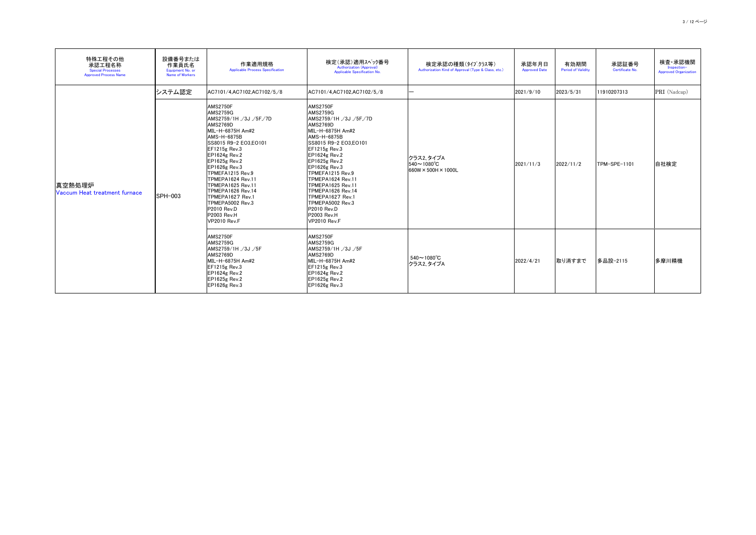| 特殊工程その他<br>承認工程名称<br>Special Processes<br>Approved Process Name | 設備番号または<br>作業員氏名<br>Equipment No. or<br>Name of Workers | 作業適用規格<br>Applicable Process Specification | 検定(承認)適用ｽﾍﾟｯｸ番号<br>Authorization (Approval)<br>Applicable Specification No. | 検定承認の種類(ﾀｲﾌﾟ.ｸﾗｽ等)<br>Authorization Kind of Approval (Type & Class, etc.) | 承認年月日<br>Approved Date | 有効期間<br>Period of Validity | 承認証番号<br>Certificate No. | 検査・承認機関<br>Inspection-<br>Approved Organization |
|---|---|---|---|---|---|---|---|---|
| 真空熱処理炉<br>Vaccum Heat treatment furnace | システム認定 | AC7101/4,AC7102,AC7102/5,/8 | AC7101/4,AC7102,AC7102/5,/8 | — | 2021/9/10 | 2023/5/31 | 11910207313 | PRI (Nadcap) |
| | SPH-003 | AMS2750F<br>AMS2759G<br>AMS2759/1H ,/3J ,/5F,/7D<br>AMS2769D<br>MIL-H-6875H Am#2<br>AMS-H-6875B<br>SS8015 R9-2 EO3,EO101<br>EF1215g Rev.3<br>EP1624g Rev.2<br>EP1625g Rev.2<br>EP1626g Rev.3<br>TPMEFA1215 Rev.9<br>TPMEPA1624 Rev.11<br>TPMEPA1625 Rev.11<br>TPMEPA1626 Rev.14<br>TPMEPA1627 Rev.1<br>TPMEPA5002 Rev.3<br>P2010 Rev.D<br>P2003 Rev.H<br>VP2010 Rev.F | AMS2750F<br>AMS2759G<br>AMS2759/1H ,/3J ,/5F,/7D<br>AMS2769D<br>MIL-H-6875H Am#2<br>AMS-H-6875B<br>SS8015 R9-2 EO3,EO101<br>EF1215g Rev.3<br>EP1624g Rev.2<br>EP1625g Rev.2<br>EP1626g Rev.3<br>TPMEFA1215 Rev.9<br>TPMEPA1624 Rev.11<br>TPMEPA1625 Rev.11<br>TPMEPA1626 Rev.14<br>TPMEPA1627 Rev.1<br>TPMEPA5002 Rev.3<br>P2010 Rev.D<br>P2003 Rev.H<br>VP2010 Rev.F | クラス2、タイプA<br>540～1080℃<br>660W×500H×1000L | 2021/11/3 | 2022/11/2 | TPM-SPE-1101 | 自社検定 |
| | | AMS2750F<br>AMS2759G<br>AMS2759/1H ,/3J ,/5F<br>AMS2769D<br>MIL-H-6875H Am#2<br>EF1215g Rev.3<br>EP1624g Rev.2<br>EP1625g Rev.2<br>EP1626g Rev.3 | AMS2750F<br>AMS2759G<br>AMS2759/1H ,/3J ,/5F<br>AMS2769D<br>MIL-H-6875H Am#2<br>EF1215g Rev.3<br>EP1624g Rev.2<br>EP1625g Rev.2<br>EP1626g Rev.3 | 540～1080℃<br>クラス2、タイプA | 2022/4/21 | 取り消すまで | 多品設-2115 | 多摩川精機 |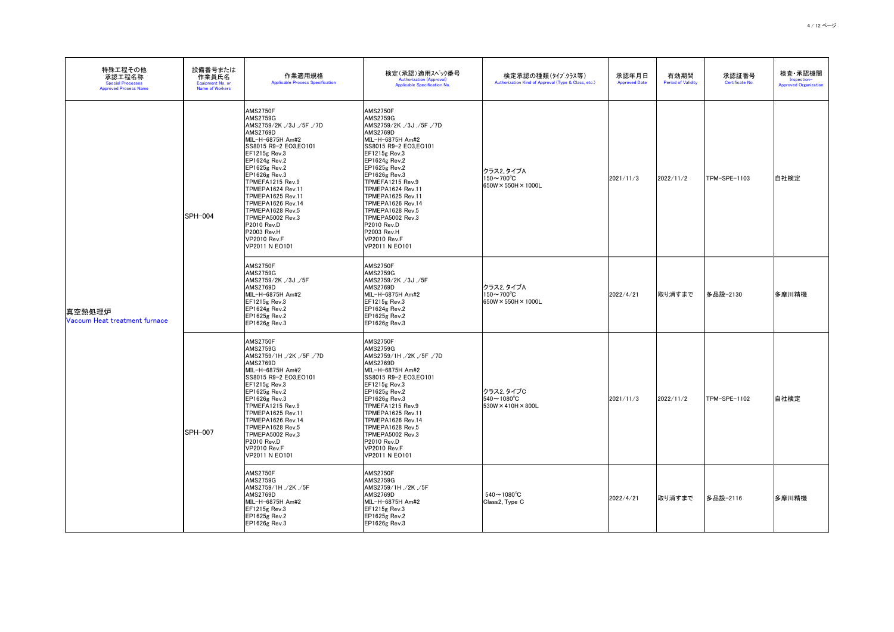| 特殊工程その他承認工程名称 Special Processes Approved Process Name | 設備番号または作業員氏名 Equipment No. or Name of Workers | 作業適用規格 Applicable Process Specification | 検定(承認)適用ｽﾍﾟｯｸ番号 Authorization (Approval) Applicable Specification No. | 検定承認の種類(ﾀｲﾌﾟ.ｸﾗｽ等) Authorization Kind of Approval (Type & Class, etc.) | 承認年月日 Approved Date | 有効期間 Period of Validity | 承認証番号 Certificate No. | 検査・承認機関 Inspection-Approved Organization |
|---|---|---|---|---|---|---|---|---|
| 真空熱処理炉 Vaccum Heat treatment furnace | SPH-004 | AMS2750F<br>AMS2759G<br>AMS2759/2K ,/3J ,/5F ,/7D<br>AMS2769D<br>MIL-H-6875H Am#2<br>SS8015 R9-2 EO3,EO101<br>EF1215g Rev.3<br>EP1624g Rev.2<br>EP1625g Rev.2<br>EP1626g Rev.3<br>TPMEFA1215 Rev.9<br>TPMEPA1624 Rev.11<br>TPMEPA1625 Rev.11<br>TPMEPA1626 Rev.14<br>TPMEPA1628 Rev.5<br>TPMEPA5002 Rev.3<br>P2010 Rev.D<br>P2003 Rev.H<br>VP2010 Rev.F<br>VP2011 N EO101 | AMS2750F<br>AMS2759G<br>AMS2759/2K ,/3J ,/5F ,/7D<br>AMS2769D<br>MIL-H-6875H Am#2<br>SS8015 R9-2 EO3,EO101<br>EF1215g Rev.3<br>EP1624g Rev.2<br>EP1625g Rev.2<br>EP1626g Rev.3<br>TPMEFA1215 Rev.9<br>TPMEPA1624 Rev.11<br>TPMEPA1625 Rev.11<br>TPMEPA1626 Rev.14<br>TPMEPA1628 Rev.5<br>TPMEPA5002 Rev.3<br>P2010 Rev.D<br>P2003 Rev.H<br>VP2010 Rev.F<br>VP2011 N EO101 | クラス2, タイプA<br>150～700℃<br>650W×550H×1000L | 2021/11/3 | 2022/11/2 | TPM-SPE-1103 | 自社検定 |
| | | AMS2750F<br>AMS2759G<br>AMS2759/2K ,/3J ,/5F<br>AMS2769D<br>MIL-H-6875H Am#2<br>EF1215g Rev.3<br>EP1624g Rev.2<br>EP1625g Rev.2<br>EP1626g Rev.3 | AMS2750F<br>AMS2759G<br>AMS2759/2K ,/3J ,/5F<br>AMS2769D<br>MIL-H-6875H Am#2<br>EF1215g Rev.3<br>EP1624g Rev.2<br>EP1625g Rev.2<br>EP1626g Rev.3 | クラス2, タイプA<br>150～700℃<br>650W×550H×1000L | 2022/4/21 | 取り消すまで | 多品設-2130 | 多摩川精機 |
| | SPH-007 | AMS2750F<br>AMS2759G<br>AMS2759/1H ,/2K ,/5F ,/7D<br>AMS2769D<br>MIL-H-6875H Am#2<br>SS8015 R9-2 EO3,EO101<br>EF1215g Rev.3<br>EP1625g Rev.2<br>EP1626g Rev.3<br>TPMEFA1215 Rev.9<br>TPMEPA1625 Rev.11<br>TPMEPA1626 Rev.14<br>TPMEPA1628 Rev.5<br>TPMEPA5002 Rev.3<br>P2010 Rev.D<br>VP2010 Rev.F<br>VP2011 N EO101 | AMS2750F<br>AMS2759G<br>AMS2759/1H ,/2K ,/5F ,/7D<br>AMS2769D<br>MIL-H-6875H Am#2<br>SS8015 R9-2 EO3,EO101<br>EF1215g Rev.3<br>EP1625g Rev.2<br>EP1626g Rev.3<br>TPMEFA1215 Rev.9<br>TPMEPA1625 Rev.11<br>TPMEPA1626 Rev.14<br>TPMEPA1628 Rev.5<br>TPMEPA5002 Rev.3<br>P2010 Rev.D<br>VP2010 Rev.F<br>VP2011 N EO101 | クラス2, タイプC<br>540～1080℃<br>530W×410H×800L | 2021/11/3 | 2022/11/2 | TPM-SPE-1102 | 自社検定 |
| | | AMS2750F<br>AMS2759G<br>AMS2759/1H ,/2K ,/5F<br>AMS2769D<br>MIL-H-6875H Am#2<br>EF1215g Rev.3<br>EP1625g Rev.2<br>EP1626g Rev.3 | AMS2750F<br>AMS2759G<br>AMS2759/1H ,/2K ,/5F<br>AMS2769D<br>MIL-H-6875H Am#2<br>EF1215g Rev.3<br>EP1625g Rev.2<br>EP1626g Rev.3 | 540～1080℃<br>Class2, Type C | 2022/4/21 | 取り消すまで | 多品設-2116 | 多摩川精機 |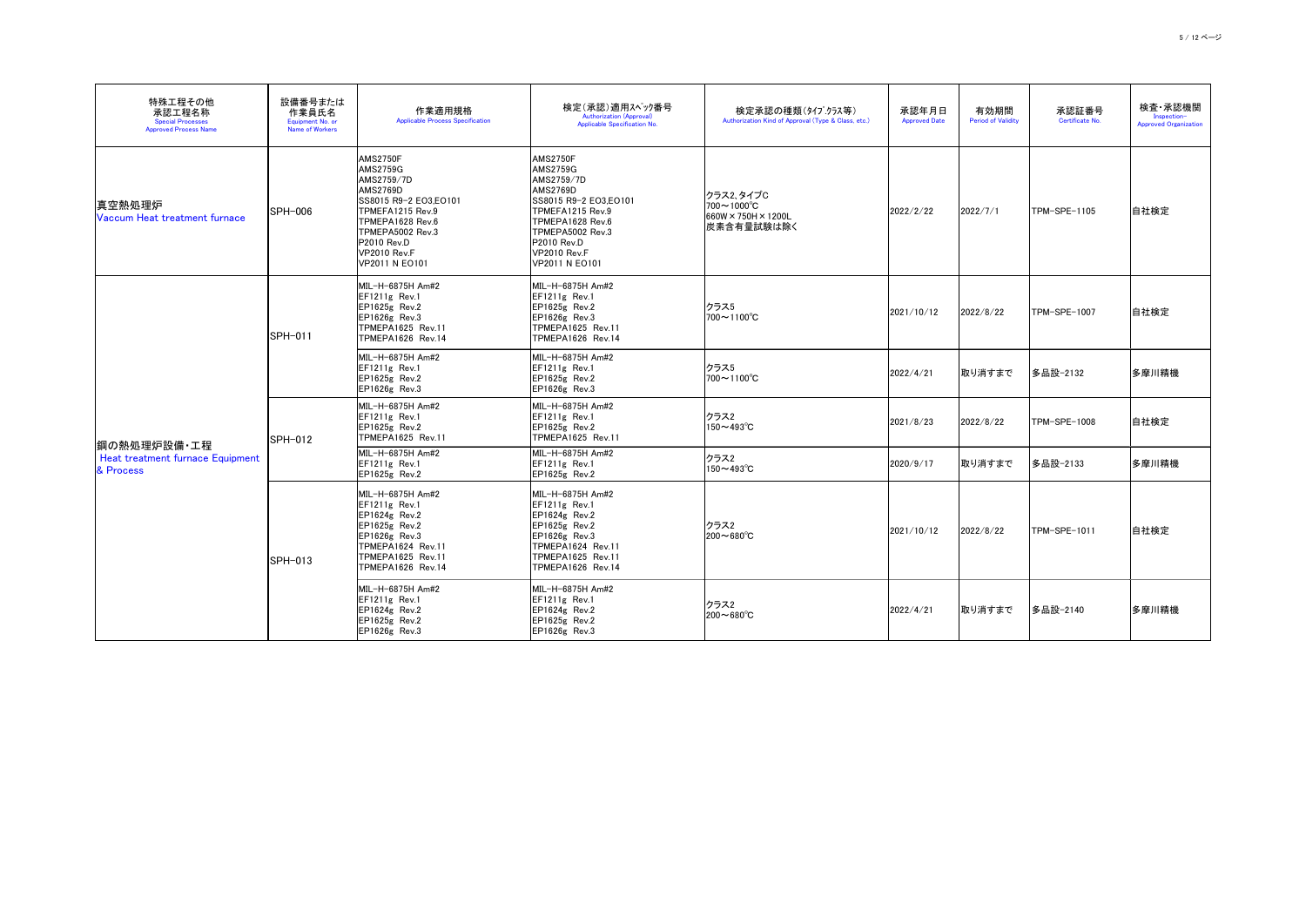| 特殊工程その他承認工程名称 Special Processes Approved Process Name | 設備番号または作業員氏名 Equipment No. or Name of Workers | 作業適用規格 Applicable Process Specification | 検定(承認)適用ｽﾍﾟｯｸ番号 Authorization (Approval) Applicable Specification No. | 検定承認の種類(ﾀｲﾌﾟ,ｸﾗｽ等) Authorization Kind of Approval (Type & Class, etc.) | 承認年月日 Approved Date | 有効期間 Period of Validity | 承認証番号 Certificate No. | 検査・承認機関 Inspection-Approved Organization |
|---|---|---|---|---|---|---|---|---|
| 真空熱処理炉 Vaccum Heat treatment furnace | SPH-006 | AMS2750F<br>AMS2759G<br>AMS2759/7D<br>AMS2769D<br>SS8015 R9-2 EO3,EO101<br>TPMEFA1215 Rev.9<br>TPMEPA1628 Rev.6<br>TPMEPA5002 Rev.3<br>P2010 Rev.D<br>VP2010 Rev.F<br>VP2011 N EO101 | AMS2750F<br>AMS2759G<br>AMS2759/7D<br>AMS2769D<br>SS8015 R9-2 EO3,EO101<br>TPMEFA1215 Rev.9<br>TPMEPA1628 Rev.6<br>TPMEPA5002 Rev.3<br>P2010 Rev.D<br>VP2010 Rev.F<br>VP2011 N EO101 | クラス2, タイプC<br>700～1000℃<br>660W×750H×1200L<br>炭素含有量試験は除く | 2022/2/22 | 2022/7/1 | TPM-SPE-1105 | 自社検定 |
| 鋼の熱処理炉設備・工程 Heat treatment furnace Equipment & Process | SPH-011 | MIL-H-6875H Am#2<br>EF1211g Rev.1<br>EP1625g Rev.2<br>EP1626g Rev.3<br>TPMEPA1625 Rev.11<br>TPMEPA1626 Rev.14 | MIL-H-6875H Am#2<br>EF1211g Rev.1<br>EP1625g Rev.2<br>EP1626g Rev.3<br>TPMEPA1625 Rev.11<br>TPMEPA1626 Rev.14 | クラス5<br>700～1100℃ | 2021/10/12 | 2022/8/22 | TPM-SPE-1007 | 自社検定 |
| | | MIL-H-6875H Am#2<br>EF1211g Rev.1<br>EP1625g Rev.2<br>EP1626g Rev.3 | MIL-H-6875H Am#2<br>EF1211g Rev.1<br>EP1625g Rev.2<br>EP1626g Rev.3 | クラス5<br>700～1100℃ | 2022/4/21 | 取り消すまで | 多品設-2132 | 多摩川精機 |
| | SPH-012 | MIL-H-6875H Am#2<br>EF1211g Rev.1<br>EP1625g Rev.2<br>TPMEPA1625 Rev.11 | MIL-H-6875H Am#2<br>EF1211g Rev.1<br>EP1625g Rev.2<br>TPMEPA1625 Rev.11 | クラス2<br>150～493℃ | 2021/8/23 | 2022/8/22 | TPM-SPE-1008 | 自社検定 |
| | | MIL-H-6875H Am#2<br>EF1211g Rev.1<br>EP1625g Rev.2 | MIL-H-6875H Am#2<br>EF1211g Rev.1<br>EP1625g Rev.2 | クラス2<br>150～493℃ | 2020/9/17 | 取り消すまで | 多品設-2133 | 多摩川精機 |
| | SPH-013 | MIL-H-6875H Am#2<br>EF1211g Rev.1<br>EP1624g Rev.2<br>EP1625g Rev.2<br>EP1626g Rev.3<br>TPMEPA1624 Rev.11<br>TPMEPA1625 Rev.11<br>TPMEPA1626 Rev.14 | MIL-H-6875H Am#2<br>EF1211g Rev.1<br>EP1624g Rev.2<br>EP1625g Rev.2<br>EP1626g Rev.3<br>TPMEPA1624 Rev.11<br>TPMEPA1625 Rev.11<br>TPMEPA1626 Rev.14 | クラス2<br>200～680℃ | 2021/10/12 | 2022/8/22 | TPM-SPE-1011 | 自社検定 |
| | | MIL-H-6875H Am#2<br>EF1211g Rev.1<br>EP1624g Rev.2<br>EP1625g Rev.2<br>EP1626g Rev.3 | MIL-H-6875H Am#2<br>EF1211g Rev.1<br>EP1624g Rev.2<br>EP1625g Rev.2<br>EP1626g Rev.3 | クラス2<br>200～680℃ | 2022/4/21 | 取り消すまで | 多品設-2140 | 多摩川精機 |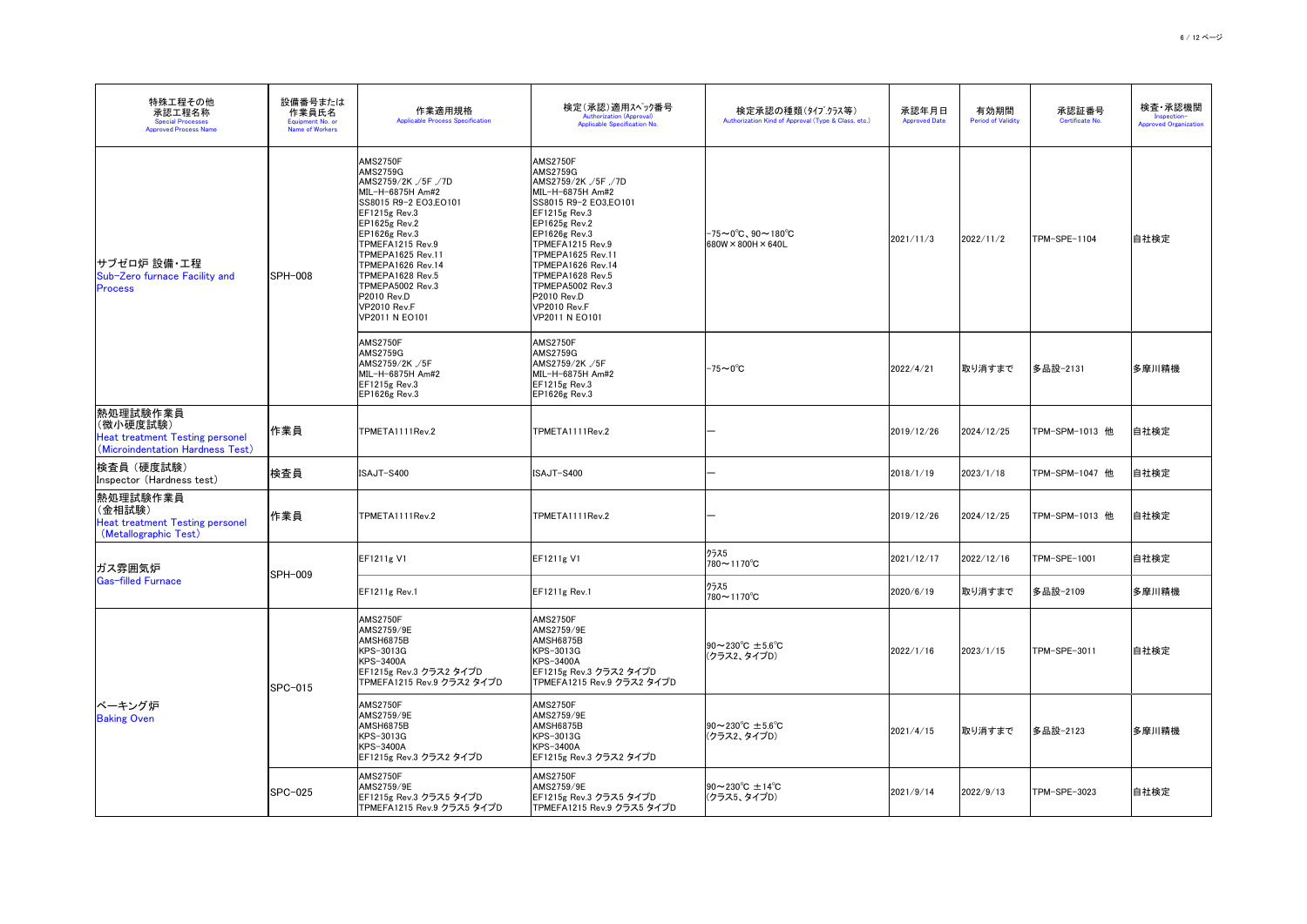| 特殊工程その他承認工程名称 Special Processes Approved Process Name | 設備番号または作業員氏名 Equipment No. or Name of Workers | 作業適用規格 Applicable Process Specification | 検定（承認）適用ｽﾍﾟｯｸ番号 Authorization (Approval) Applicable Specification No. | 検定承認の種類（ﾀｲﾌﾟ.ｸﾗｽ等） Authorization Kind of Approval (Type & Class, etc.) | 承認年月日 Approved Date | 有効期間 Period of Validity | 承認証番号 Certificate No. | 検査・承認機関 Inspection-Approved Organization |
|---|---|---|---|---|---|---|---|---|
| サブゼロ炉 設備・工程 Sub-Zero furnace Facility and Process | SPH-008 | AMS2750F<br>AMS2759G<br>AMS2759/2K ,/5F ,/7D<br>MIL-H-6875H Am#2<br>SS8015 R9-2 EO3,EO101<br>EF1215g Rev.3<br>EP1625g Rev.2<br>EP1626g Rev.3<br>TPMEFA1215 Rev.9<br>TPMEPA1625 Rev.11<br>TPMEPA1626 Rev.14<br>TPMEPA1628 Rev.5<br>TPMEPA5002 Rev.3<br>P2010 Rev.D<br>VP2010 Rev.F<br>VP2011 N EO101 | AMS2750F<br>AMS2759G<br>AMS2759/2K ,/5F ,/7D<br>MIL-H-6875H Am#2<br>SS8015 R9-2 EO3,EO101<br>EF1215g Rev.3<br>EP1625g Rev.2<br>EP1626g Rev.3<br>TPMEFA1215 Rev.9<br>TPMEPA1625 Rev.11<br>TPMEPA1626 Rev.14<br>TPMEPA1628 Rev.5<br>TPMEPA5002 Rev.3<br>P2010 Rev.D<br>VP2010 Rev.F<br>VP2011 N EO101 | -75～0℃、90～180℃<br>680W×800H×640L | 2021/11/3 | 2022/11/2 | TPM-SPE-1104 | 自社検定 |
| | | AMS2750F<br>AMS2759G<br>AMS2759/2K ,/5F<br>MIL-H-6875H Am#2<br>EF1215g Rev.3<br>EP1626g Rev.3 | AMS2750F<br>AMS2759G<br>AMS2759/2K ,/5F<br>MIL-H-6875H Am#2<br>EF1215g Rev.3<br>EP1626g Rev.3 | -75～0℃ | 2022/4/21 | 取り消すまで | 多品設-2131 | 多摩川精機 |
| 熱処理試験作業員（微小硬度試験） Heat treatment Testing personel (Microindentation Hardness Test) | 作業員 | TPMETA1111Rev.2 | TPMETA1111Rev.2 | ― | 2019/12/26 | 2024/12/25 | TPM-SPM-1013 他 | 自社検定 |
| 検査員（硬度試験） Inspector (Hardness test) | 検査員 | ISAJT-S400 | ISAJT-S400 | ― | 2018/1/19 | 2023/1/18 | TPM-SPM-1047 他 | 自社検定 |
| 熱処理試験作業員（金相試験） Heat treatment Testing personel (Metallographic Test) | 作業員 | TPMETA1111Rev.2 | TPMETA1111Rev.2 | ― | 2019/12/26 | 2024/12/25 | TPM-SPM-1013 他 | 自社検定 |
| ガス雰囲気炉 Gas-filled Furnace | SPH-009 | EF1211g V1 | EF1211g V1 | ｸﾗｽ5<br>780～1170℃ | 2021/12/17 | 2022/12/16 | TPM-SPE-1001 | 自社検定 |
| | | EF1211g Rev.1 | EF1211g Rev.1 | ｸﾗｽ5<br>780～1170℃ | 2020/6/19 | 取り消すまで | 多品設-2109 | 多摩川精機 |
| ベーキング炉 Baking Oven | SPC-015 | AMS2750F<br>AMS2759/9E<br>AMSH6875B<br>KPS-3013G<br>KPS-3400A<br>EF1215g Rev.3 クラス2 タイプD<br>TPMEFA1215 Rev.9 クラス2 タイプD | AMS2750F<br>AMS2759/9E<br>AMSH6875B<br>KPS-3013G<br>KPS-3400A<br>EF1215g Rev.3 クラス2 タイプD<br>TPMEFA1215 Rev.9 クラス2 タイプD | 90～230℃ ±5.6℃<br>(クラス2、タイプD) | 2022/1/16 | 2023/1/15 | TPM-SPE-3011 | 自社検定 |
| | | AMS2750F<br>AMS2759/9E<br>AMSH6875B<br>KPS-3013G<br>KPS-3400A<br>EF1215g Rev.3 クラス2 タイプD | AMS2750F<br>AMS2759/9E<br>AMSH6875B<br>KPS-3013G<br>KPS-3400A<br>EF1215g Rev.3 クラス2 タイプD | 90～230℃ ±5.6℃<br>(クラス2、タイプD) | 2021/4/15 | 取り消すまで | 多品設-2123 | 多摩川精機 |
| | SPC-025 | AMS2750F<br>AMS2759/9E<br>EF1215g Rev.3 クラス5 タイプD<br>TPMEFA1215 Rev.9 クラス5 タイプD | AMS2750F<br>AMS2759/9E<br>EF1215g Rev.3 クラス5 タイプD<br>TPMEFA1215 Rev.9 クラス5 タイプD | 90～230℃ ±14℃<br>(クラス5、タイプD) | 2021/9/14 | 2022/9/13 | TPM-SPE-3023 | 自社検定 |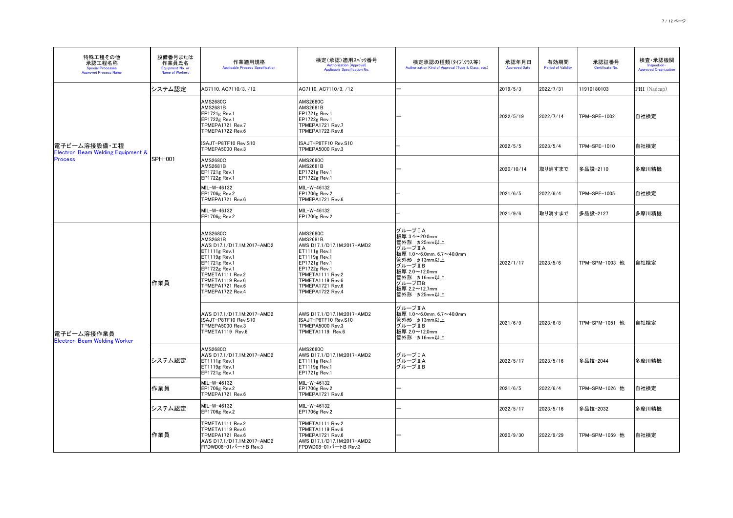| 特殊工程その他承認工程名称 Special Processes Approved Process Name | 設備番号または作業員氏名 Equipment No. or Name of Workers | 作業適用規格 Applicable Process Specification | 検定(承認)適用ｽﾍﾟｯｸ番号 Authorization (Approval) Applicable Specification No. | 検定承認の種類(ﾀｲﾌﾟ.ｸﾗｽ等) Authorization Kind of Approval (Type & Class, etc.) | 承認年月日 Approved Date | 有効期間 Period of Validity | 承認証番号 Certificate No. | 検査・承認機関 Inspection-Approved Organization |
|---|---|---|---|---|---|---|---|---|
| 電子ビーム溶接設備・工程 Electron Beam Welding Equipment & Process | システム認定 | AC7110, AC7110/3, /12 | AC7110, AC7110/3, /12 | — | 2019/5/3 | 2022/7/31 | 11910180103 | PRI (Nadcap) |
| | SPH-001 | AMS2680C<br>AMS2681B<br>EP1721g Rev.1<br>EP1722g Rev.1<br>TPMEPA1721 Rev.7<br>TPMEPA1722 Rev.6 | AMS2680C<br>AMS2681B<br>EP1721g Rev.1<br>EP1722g Rev.1<br>TPMEPA1721 Rev.7<br>TPMEPA1722 Rev.6 | — | 2022/5/19 | 2022/7/14 | TPM-SPE-1002 | 自社検定 |
| | | ISAJT-P8TF10 Rev.S10<br>TPMEPA5000 Rev.3 | ISAJT-P8TF10 Rev.S10<br>TPMEPA5000 Rev.3 | — | 2022/5/5 | 2023/5/4 | TPM-SPE-1010 | 自社検定 |
| | | AMS2680C<br>AMS2681B<br>EP1721g Rev.1<br>EP1722g Rev.1 | AMS2680C<br>AMS2681B<br>EP1721g Rev.1<br>EP1722g Rev.1 | — | 2020/10/14 | 取り消すまで | 多品設-2110 | 多摩川精機 |
| | | MIL-W-46132<br>EP1706g Rev.2<br>TPMEPA1721 Rev.6 | MIL-W-46132<br>EP1706g Rev.2<br>TPMEPA1721 Rev.6 | — | 2021/6/5 | 2022/6/4 | TPM-SPE-1005 | 自社検定 |
| | | MIL-W-46132<br>EP1706g Rev.2 | MIL-W-46132<br>EP1706g Rev.2 | — | 2021/9/6 | 取り消すまで | 多品設-2127 | 多摩川精機 |
| 電子ビーム溶接作業員 Electron Beam Welding Worker | 作業員 | AMS2680C<br>AMS2681B<br>AWS D17.1/D17.1M:2017-AMD2<br>ET1111g Rev.1<br>ET1119g Rev.1<br>EP1721g Rev.1<br>EP1722g Rev.1<br>TPMETA1111 Rev.2<br>TPMETA1119 Rev.6<br>TPMEPA1721 Rev.6<br>TPMEPA1722 Rev.4 | AMS2680C<br>AMS2681B<br>AWS D17.1/D17.1M:2017-AMD2<br>ET1111g Rev.1<br>ET1119g Rev.1<br>EP1721g Rev.1<br>EP1722g Rev.1<br>TPMETA1111 Rev.2<br>TPMETA1119 Rev.6<br>TPMEPA1721 Rev.6<br>TPMEPA1722 Rev.4 | グループⅠA<br>板厚 3.4～20.0mm<br>管外形 φ25mm以上<br>グループⅡA<br>板厚 1.0～6.0mm, 6.7～40.0mm<br>管外形 φ13mm以上<br>グループⅡB<br>板厚 2.0～12.0mm<br>管外形 φ16mm以上<br>グループⅢB<br>板厚 2.2～12.7mm<br>管外形 φ25mm以上 | 2022/1/17 | 2023/5/6 | TPM-SPM-1003 他 | 自社検定 |
| | | AWS D17.1/D17.1M:2017-AMD2<br>ISAJT-P8TF10 Rev.S10<br>TPMEPA5000 Rev.3<br>TPMETA1119 Rev.6 | AWS D17.1/D17.1M:2017-AMD2<br>ISAJT-P8TF10 Rev.S10<br>TPMEPA5000 Rev.3<br>TPMETA1119 Rev.6 | グループⅡA<br>板厚 1.0～6.0mm, 6.7～40.0mm<br>管外形 φ13mm以上<br>グループⅡB<br>板厚 2.0～12.0mm<br>管外形 φ16mm以上 | 2021/6/9 | 2023/6/8 | TPM-SPM-1051 他 | 自社検定 |
| | システム認定 | AMS2680C<br>AWS D17.1/D17.1M:2017-AMD2<br>ET1111g Rev.1<br>ET1119g Rev.1<br>EP1721g Rev.1 | AMS2680C<br>AWS D17.1/D17.1M:2017-AMD2<br>ET1111g Rev.1<br>ET1119g Rev.1<br>EP1721g Rev.1 | グループⅠA<br>グループⅡA<br>グループⅡB | 2022/5/17 | 2023/5/16 | 多品技-2044 | 多摩川精機 |
| | 作業員 | MIL-W-46132<br>EP1706g Rev.2<br>TPMEPA1721 Rev.6 | MIL-W-46132<br>EP1706g Rev.2<br>TPMEPA1721 Rev.6 | — | 2021/6/5 | 2022/6/4 | TPM-SPM-1026 他 | 自社検定 |
| | システム認定 | MIL-W-46132<br>EP1706g Rev.2 | MIL-W-46132<br>EP1706g Rev.2 | — | 2022/5/17 | 2023/5/16 | 多品技-2032 | 多摩川精機 |
| | 作業員 | TPMETA1111 Rev.2<br>TPMETA1119 Rev.6<br>TPMEPA1721 Rev.6<br>AWS D17.1/D17.1M:2017-AMD2<br>FPDWD08-01パートB Rev.3 | TPMETA1111 Rev.2<br>TPMETA1119 Rev.6<br>TPMEPA1721 Rev.6<br>AWS D17.1/D17.1M:2017-AMD2<br>FPDWD08-01パートB Rev.3 | — | 2020/9/30 | 2022/9/29 | TPM-SPM-1059 他 | 自社検定 |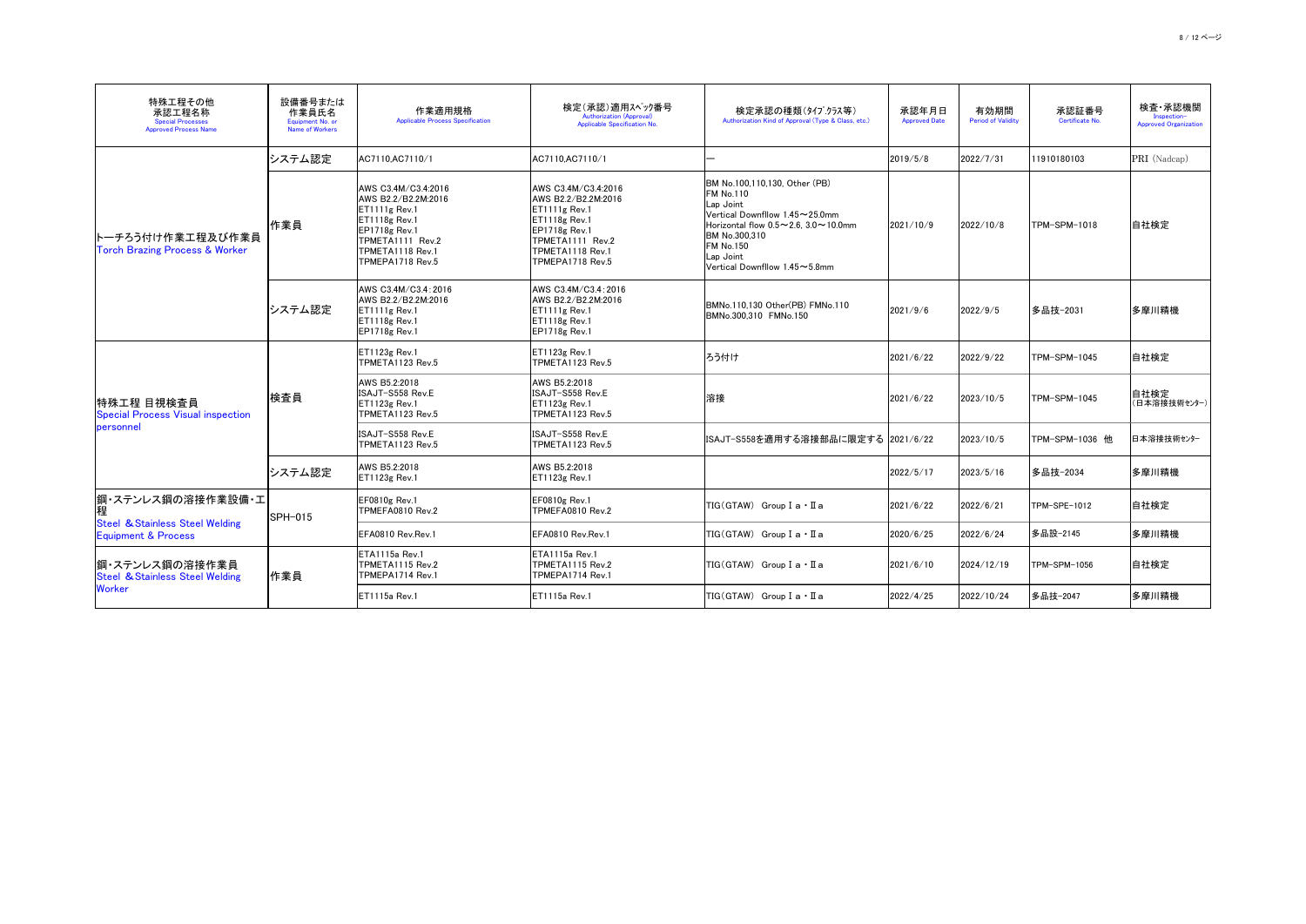| 特殊工程その他<br>承認工程名称<br>Special Processes<br>Approved Process Name | 設備番号または<br>作業員氏名<br>Equipment No. or<br>Name of Workers | 作業適用規格<br>Applicable Process Specification | 検定(承認)適用ｽﾍﾟｯｸ番号<br>Authorization (Approval)<br>Applicable Specification No. | 検定承認の種類(ﾀｲﾌﾟ.ｸﾗｽ等)<br>Authorization Kind of Approval (Type & Class, etc.) | 承認年月日<br>Approved Date | 有効期間<br>Period of Validity | 承認証番号<br>Certificate No. | 検査・承認機関<br>Inspection-<br>Approved Organization |
|---|---|---|---|---|---|---|---|---|
| トーチろう付け作業工程及び作業員<br>Torch Brazing Process & Worker | システム認定 | AC7110,AC7110/1 | AC7110,AC7110/1 | ― | 2019/5/8 | 2022/7/31 | 11910180103 | PRI (Nadcap) |
| | 作業員 | AWS C3.4M/C3.4:2016<br>AWS B2.2/B2.2M:2016<br>ET1111g Rev.1<br>ET1118g Rev.1<br>EP1718g Rev.1<br>TPMETA1111 Rev.2<br>TPMETA1118 Rev.1<br>TPMEPA1718 Rev.5 | AWS C3.4M/C3.4:2016<br>AWS B2.2/B2.2M:2016<br>ET1111g Rev.1<br>ET1118g Rev.1<br>EP1718g Rev.1<br>TPMETA1111 Rev.2<br>TPMETA1118 Rev.1<br>TPMEPA1718 Rev.5 | BM No.100,110,130, Other (PB)<br>FM No.110<br>Lap Joint<br>Vertical Downfllow 1.45～25.0mm<br>Horizontal flow 0.5～2.6, 3.0～10.0mm<br>BM No.300,310<br>FM No.150<br>Lap Joint<br>Vertical Downfllow 1.45～5.8mm | 2021/10/9 | 2022/10/8 | TPM-SPM-1018 | 自社検定 |
| | システム認定 | AWS C3.4M/C3.4：2016<br>AWS B2.2/B2.2M:2016<br>ET1111g Rev.1<br>ET1118g Rev.1<br>EP1718g Rev.1 | AWS C3.4M/C3.4：2016<br>AWS B2.2/B2.2M:2016<br>ET1111g Rev.1<br>ET1118g Rev.1<br>EP1718g Rev.1 | BMNo.110,130 Other(PB) FMNo.110<br>BMNo.300,310 FMNo.150 | 2021/9/6 | 2022/9/5 | 多品技-2031 | 多摩川精機 |
| 特殊工程 目視検査員<br>Special Process Visual inspection personnel | 検査員 | ET1123g Rev.1<br>TPMETA1123 Rev.5 | ET1123g Rev.1<br>TPMETA1123 Rev.5 | ろう付け | 2021/6/22 | 2022/9/22 | TPM-SPM-1045 | 自社検定 |
| | | AWS B5.2:2018<br>ISAJT-S558 Rev.E<br>ET1123g Rev.1<br>TPMETA1123 Rev.5 | AWS B5.2:2018<br>ISAJT-S558 Rev.E<br>ET1123g Rev.1<br>TPMETA1123 Rev.5 | 溶接 | 2021/6/22 | 2023/10/5 | TPM-SPM-1045 | 自社検定<br>(日本溶接技術ｾﾝﾀｰ) |
| | | ISAJT-S558 Rev.E<br>TPMETA1123 Rev.5 | ISAJT-S558 Rev.E<br>TPMETA1123 Rev.5 | ISAJT-S558を適用する溶接部品に限定する | 2021/6/22 | 2023/10/5 | TPM-SPM-1036 他 | 日本溶接技術ｾﾝﾀｰ |
| | システム認定 | AWS B5.2:2018<br>ET1123g Rev.1 | AWS B5.2:2018<br>ET1123g Rev.1 | | 2022/5/17 | 2023/5/16 | 多品技-2034 | 多摩川精機 |
| 鋼・ステンレス鋼の溶接作業設備・工程<br>Steel &Stainless Steel Welding Equipment & Process | SPH-015 | EF0810g Rev.1<br>TPMEFA0810 Rev.2 | EF0810g Rev.1<br>TPMEFA0810 Rev.2 | TIG(GTAW) Group Ⅰa・Ⅱa | 2021/6/22 | 2022/6/21 | TPM-SPE-1012 | 自社検定 |
| | | EFA0810 Rev.Rev.1 | EFA0810 Rev.Rev.1 | TIG(GTAW) Group Ⅰa・Ⅱa | 2020/6/25 | 2022/6/24 | 多品設-2145 | 多摩川精機 |
| 鋼・ステンレス鋼の溶接作業員<br>Steel &Stainless Steel Welding Worker | 作業員 | ETA1115a Rev.1<br>TPMETA1115 Rev.2<br>TPMEPA1714 Rev.1 | ETA1115a Rev.1<br>TPMETA1115 Rev.2<br>TPMEPA1714 Rev.1 | TIG(GTAW) Group Ⅰa・Ⅱa | 2021/6/10 | 2024/12/19 | TPM-SPM-1056 | 自社検定 |
| | | ET1115a Rev.1 | ET1115a Rev.1 | TIG(GTAW) Group Ⅰa・Ⅱa | 2022/4/25 | 2022/10/24 | 多品技-2047 | 多摩川精機 |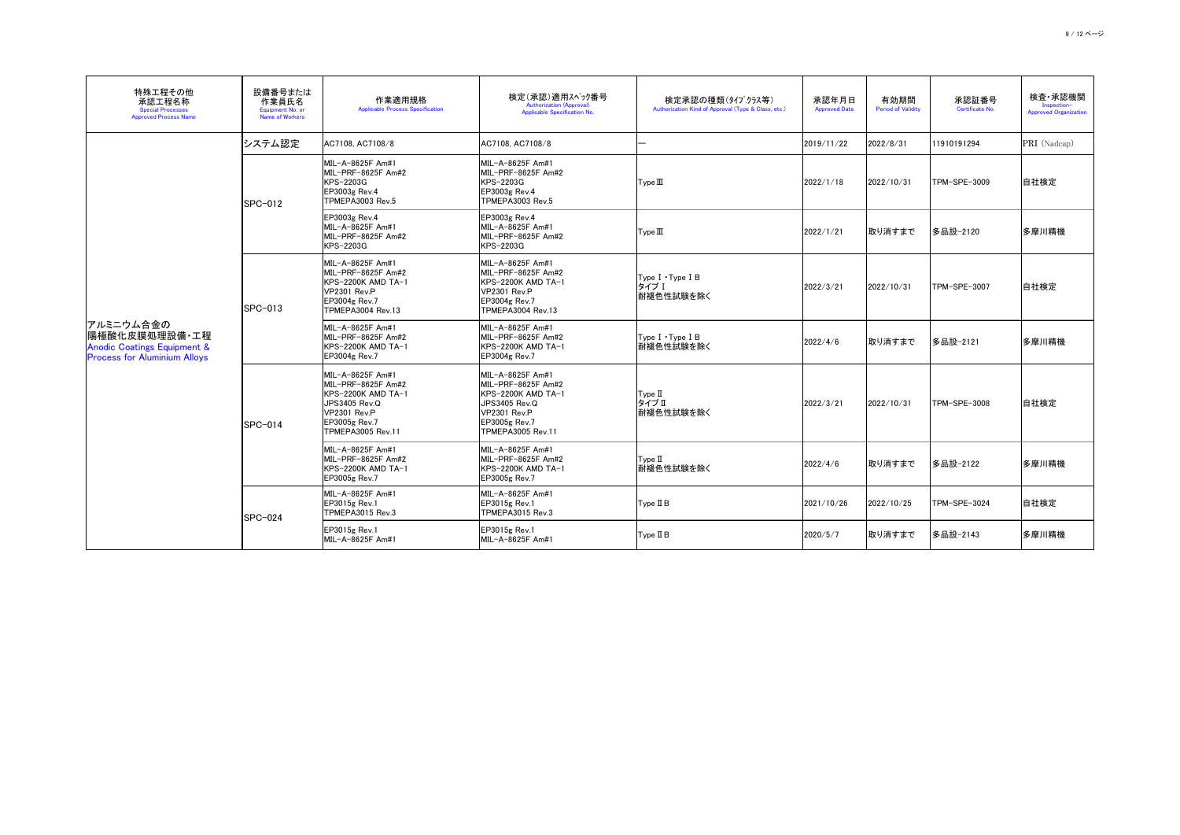| 特殊工程その他承認工程名称 Special Processes Approved Process Name | 設備番号または作業員氏名 Equipment No. or Name of Workers | 作業適用規格 Applicable Process Specification | 検定（承認）適用ｽﾍﾟｯｸ番号 Authorization (Approval) Applicable Specification No. | 検定承認の種類（ﾀｲﾌﾟ.ｸﾗｽ等） Authorization Kind of Approval (Type & Class, etc.) | 承認年月日 Approved Date | 有効期間 Period of Validity | 承認証番号 Certificate No. | 検査・承認機関 Inspection-Approved Organization |
|---|---|---|---|---|---|---|---|---|
| アルミニウム合金の陽極酸化皮膜処理設備・工程 Anodic Coatings Equipment & Process for Aluminium Alloys | システム認定 | AC7108, AC7108/8 | AC7108, AC7108/8 | ― | 2019/11/22 | 2022/8/31 | 11910191294 | PRI (Nadcap) |
| | SPC-012 | MIL-A-8625F Am#1<br>MIL-PRF-8625F Am#2<br>KPS-2203G<br>EP3003g Rev.4<br>TPMEPA3003 Rev.5 | MIL-A-8625F Am#1<br>MIL-PRF-8625F Am#2<br>KPS-2203G<br>EP3003g Rev.4<br>TPMEPA3003 Rev.5 | TypeⅢ | 2022/1/18 | 2022/10/31 | TPM-SPE-3009 | 自社検定 |
| | | EP3003g Rev.4<br>MIL-A-8625F Am#1<br>MIL-PRF-8625F Am#2<br>KPS-2203G | EP3003g Rev.4<br>MIL-A-8625F Am#1<br>MIL-PRF-8625F Am#2<br>KPS-2203G | TypeⅢ | 2022/1/21 | 取り消すまで | 多品設-2120 | 多摩川精機 |
| | SPC-013 | MIL-A-8625F Am#1<br>MIL-PRF-8625F Am#2<br>KPS-2200K AMD TA-1<br>VP2301 Rev.P<br>EP3004g Rev.7<br>TPMEPA3004 Rev.13 | MIL-A-8625F Am#1<br>MIL-PRF-8625F Am#2<br>KPS-2200K AMD TA-1<br>VP2301 Rev.P<br>EP3004g Rev.7<br>TPMEPA3004 Rev.13 | TypeⅠ・TypeⅠB<br>タイプⅠ<br>耐褪色性試験を除く | 2022/3/21 | 2022/10/31 | TPM-SPE-3007 | 自社検定 |
| | | MIL-A-8625F Am#1<br>MIL-PRF-8625F Am#2<br>KPS-2200K AMD TA-1<br>EP3004g Rev.7 | MIL-A-8625F Am#1<br>MIL-PRF-8625F Am#2<br>KPS-2200K AMD TA-1<br>EP3004g Rev.7 | TypeⅠ・TypeⅠB<br>耐褪色性試験を除く | 2022/4/6 | 取り消すまで | 多品設-2121 | 多摩川精機 |
| | SPC-014 | MIL-A-8625F Am#1<br>MIL-PRF-8625F Am#2<br>KPS-2200K AMD TA-1<br>JPS3405 Rev.Q<br>VP2301 Rev.P<br>EP3005g Rev.7<br>TPMEPA3005 Rev.11 | MIL-A-8625F Am#1<br>MIL-PRF-8625F Am#2<br>KPS-2200K AMD TA-1<br>JPS3405 Rev.Q<br>VP2301 Rev.P<br>EP3005g Rev.7<br>TPMEPA3005 Rev.11 | TypeⅡ<br>タイプⅡ<br>耐褪色性試験を除く | 2022/3/21 | 2022/10/31 | TPM-SPE-3008 | 自社検定 |
| | | MIL-A-8625F Am#1<br>MIL-PRF-8625F Am#2<br>KPS-2200K AMD TA-1<br>EP3005g Rev.7 | MIL-A-8625F Am#1<br>MIL-PRF-8625F Am#2<br>KPS-2200K AMD TA-1<br>EP3005g Rev.7 | TypeⅡ<br>耐褪色性試験を除く | 2022/4/6 | 取り消すまで | 多品設-2122 | 多摩川精機 |
| | SPC-024 | MIL-A-8625F Am#1<br>EP3015g Rev.1<br>TPMEPA3015 Rev.3 | MIL-A-8625F Am#1<br>EP3015g Rev.1<br>TPMEPA3015 Rev.3 | TypeⅡB | 2021/10/26 | 2022/10/25 | TPM-SPE-3024 | 自社検定 |
| | | EP3015g Rev.1<br>MIL-A-8625F Am#1 | EP3015g Rev.1<br>MIL-A-8625F Am#1 | TypeⅡB | 2020/5/7 | 取り消すまで | 多品設-2143 | 多摩川精機 |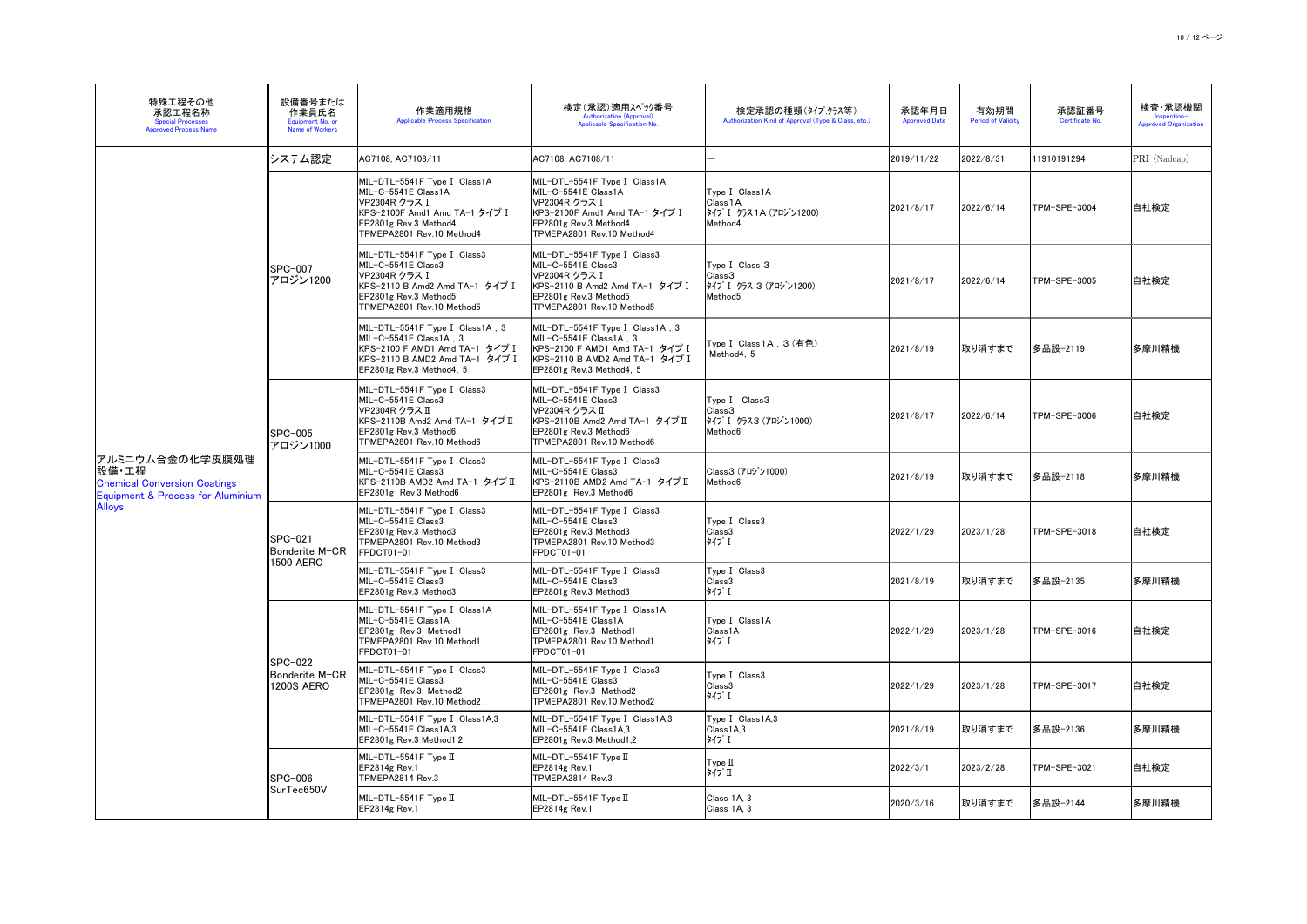| 特殊工程その他<br>承認工程名称<br>Special Processes<br>Approved Process Name | 設備番号または<br>作業員氏名<br>Equipment No. or<br>Name of Workers | 作業適用規格<br>Applicable Process Specification | 検定(承認)適用ｽﾍﾟｯｸ番号<br>Authorization (Approval)<br>Applicable Specification No. | 検定承認の種類(ﾀｲﾌﾟ.ｸﾗｽ等)<br>Authorization Kind of Approval (Type & Class, etc.) | 承認年月日<br>Approved Date | 有効期間<br>Period of Validity | 承認証番号<br>Certificate No. | 検査・承認機関<br>Inspection-<br>Approved Organization |
|---|---|---|---|---|---|---|---|---|
| アルミニウム合金の化学皮膜処理設備・工程<br>Chemical Conversion Coatings Equipment & Process for Aluminium Alloys | システム認定 | AC7108, AC7108/11 | AC7108, AC7108/11 | — | 2019/11/22 | 2022/8/31 | 11910191294 | PRI (Nadcap) |
| | SPC-007<br>アロジン1200 | MIL-DTL-5541F Type Ⅰ Class1A<br>MIL-C-5541E Class1A<br>VP2304R クラス Ⅰ<br>KPS-2100F Amd1 Amd TA-1 タイプ Ⅰ<br>EP2801g Rev.3 Method4<br>TPMEPA2801 Rev.10 Method4 | MIL-DTL-5541F Type Ⅰ Class1A<br>MIL-C-5541E Class1A<br>VP2304R クラス Ⅰ<br>KPS-2100F Amd1 Amd TA-1 タイプ Ⅰ<br>EP2801g Rev.3 Method4<br>TPMEPA2801 Rev.10 Method4 | Type Ⅰ Class1A<br>Class1A<br>ﾀｲﾌﾟ Ⅰ ｸﾗｽ1A (ｱﾛｼﾞﾝ1200)<br>Method4 | 2021/8/17 | 2022/6/14 | TPM-SPE-3004 | 自社検定 |
| | | MIL-DTL-5541F Type Ⅰ Class3<br>MIL-C-5541E Class3<br>VP2304R クラス Ⅰ<br>KPS-2110 B Amd2 Amd TA-1 タイプ Ⅰ<br>EP2801g Rev.3 Method5<br>TPMEPA2801 Rev.10 Method5 | MIL-DTL-5541F Type Ⅰ Class3<br>MIL-C-5541E Class3<br>VP2304R クラス Ⅰ<br>KPS-2110 B Amd2 Amd TA-1 タイプ Ⅰ<br>EP2801g Rev.3 Method5<br>TPMEPA2801 Rev.10 Method5 | Type Ⅰ Class 3<br>Class3<br>ﾀｲﾌﾟ Ⅰ ｸﾗｽ 3 (ｱﾛｼﾞﾝ1200)<br>Method5 | 2021/8/17 | 2022/6/14 | TPM-SPE-3005 | 自社検定 |
| | | MIL-DTL-5541F Type Ⅰ Class1A，3<br>MIL-C-5541E Class1A，3<br>KPS-2100 F AMD1 Amd TA-1 タイプ Ⅰ<br>KPS-2110 B AMD2 Amd TA-1 タイプ Ⅰ<br>EP2801g Rev.3 Method4, 5 | MIL-DTL-5541F Type Ⅰ Class1A，3<br>MIL-C-5541E Class1A，3<br>KPS-2100 F AMD1 Amd TA-1 タイプ Ⅰ<br>KPS-2110 B AMD2 Amd TA-1 タイプ Ⅰ<br>EP2801g Rev.3 Method4, 5 | Type Ⅰ Class1A，3 (有色)<br>Method4, 5 | 2021/8/19 | 取り消すまで | 多品設-2119 | 多摩川精機 |
| | SPC-005<br>アロジン1000 | MIL-DTL-5541F Type Ⅰ Class3<br>MIL-C-5541E Class3<br>VP2304R クラス Ⅱ<br>KPS-2110B Amd2 Amd TA-1 タイプ Ⅱ<br>EP2801g Rev.3 Method6<br>TPMEPA2801 Rev.10 Method6 | MIL-DTL-5541F Type Ⅰ Class3<br>MIL-C-5541E Class3<br>VP2304R クラス Ⅱ<br>KPS-2110B Amd2 Amd TA-1 タイプ Ⅱ<br>EP2801g Rev.3 Method6<br>TPMEPA2801 Rev.10 Method6 | Type Ⅰ Class3<br>Class3<br>ﾀｲﾌﾟ Ⅰ ｸﾗｽ3 (ｱﾛｼﾞﾝ1000)<br>Method6 | 2021/8/17 | 2022/6/14 | TPM-SPE-3006 | 自社検定 |
| | | MIL-DTL-5541F Type Ⅰ Class3<br>MIL-C-5541E Class3<br>KPS-2110B AMD2 Amd TA-1 タイプ Ⅱ<br>EP2801g Rev.3 Method6 | MIL-DTL-5541F Type Ⅰ Class3<br>MIL-C-5541E Class3<br>KPS-2110B AMD2 Amd TA-1 タイプ Ⅱ<br>EP2801g Rev.3 Method6 | Class3 (ｱﾛｼﾞﾝ1000)<br>Method6 | 2021/8/19 | 取り消すまで | 多品設-2118 | 多摩川精機 |
| | SPC-021<br>Bonderite M-CR 1500 AERO | MIL-DTL-5541F Type Ⅰ Class3<br>MIL-C-5541E Class3<br>EP2801g Rev.3 Method3<br>TPMEPA2801 Rev.10 Method3<br>FPDCT01-01 | MIL-DTL-5541F Type Ⅰ Class3<br>MIL-C-5541E Class3<br>EP2801g Rev.3 Method3<br>TPMEPA2801 Rev.10 Method3<br>FPDCT01-01 | Type Ⅰ Class3<br>Class3<br>ﾀｲﾌﾟ Ⅰ | 2022/1/29 | 2023/1/28 | TPM-SPE-3018 | 自社検定 |
| | | MIL-DTL-5541F Type Ⅰ Class3<br>MIL-C-5541E Class3<br>EP2801g Rev.3 Method3 | MIL-DTL-5541F Type Ⅰ Class3<br>MIL-C-5541E Class3<br>EP2801g Rev.3 Method3 | Type Ⅰ Class3<br>Class3<br>ﾀｲﾌﾟ Ⅰ | 2021/8/19 | 取り消すまで | 多品設-2135 | 多摩川精機 |
| | SPC-022<br>Bonderite M-CR 1200S AERO | MIL-DTL-5541F Type Ⅰ Class1A<br>MIL-C-5541E Class1A<br>EP2801g Rev.3 Method1<br>TPMEPA2801 Rev.10 Method1<br>FPDCT01-01 | MIL-DTL-5541F Type Ⅰ Class1A<br>MIL-C-5541E Class1A<br>EP2801g Rev.3 Method1<br>TPMEPA2801 Rev.10 Method1<br>FPDCT01-01 | Type Ⅰ Class1A<br>Class1A<br>ﾀｲﾌﾟ Ⅰ | 2022/1/29 | 2023/1/28 | TPM-SPE-3016 | 自社検定 |
| | | MIL-DTL-5541F Type Ⅰ Class3<br>MIL-C-5541E Class3<br>EP2801g Rev.3 Method2<br>TPMEPA2801 Rev.10 Method2 | MIL-DTL-5541F Type Ⅰ Class3<br>MIL-C-5541E Class3<br>EP2801g Rev.3 Method2<br>TPMEPA2801 Rev.10 Method2 | Type Ⅰ Class3<br>Class3<br>ﾀｲﾌﾟ Ⅰ | 2022/1/29 | 2023/1/28 | TPM-SPE-3017 | 自社検定 |
| | | MIL-DTL-5541F Type Ⅰ Class1A,3<br>MIL-C-5541E Class1A,3<br>EP2801g Rev.3 Method1,2 | MIL-DTL-5541F Type Ⅰ Class1A,3<br>MIL-C-5541E Class1A,3<br>EP2801g Rev.3 Method1,2 | Type Ⅰ Class1A,3<br>Class1A,3<br>ﾀｲﾌﾟ Ⅰ | 2021/8/19 | 取り消すまで | 多品設-2136 | 多摩川精機 |
| | SPC-006<br>SurTec650V | MIL-DTL-5541F Type Ⅱ<br>EP2814g Rev.1<br>TPMEPA2814 Rev.3 | MIL-DTL-5541F Type Ⅱ<br>EP2814g Rev.1<br>TPMEPA2814 Rev.3 | Type Ⅱ<br>ﾀｲﾌﾟ Ⅱ | 2022/3/1 | 2023/2/28 | TPM-SPE-3021 | 自社検定 |
| | | MIL-DTL-5541F Type Ⅱ<br>EP2814g Rev.1 | MIL-DTL-5541F Type Ⅱ<br>EP2814g Rev.1 | Class 1A, 3<br>Class 1A, 3 | 2020/3/16 | 取り消すまで | 多品設-2144 | 多摩川精機 |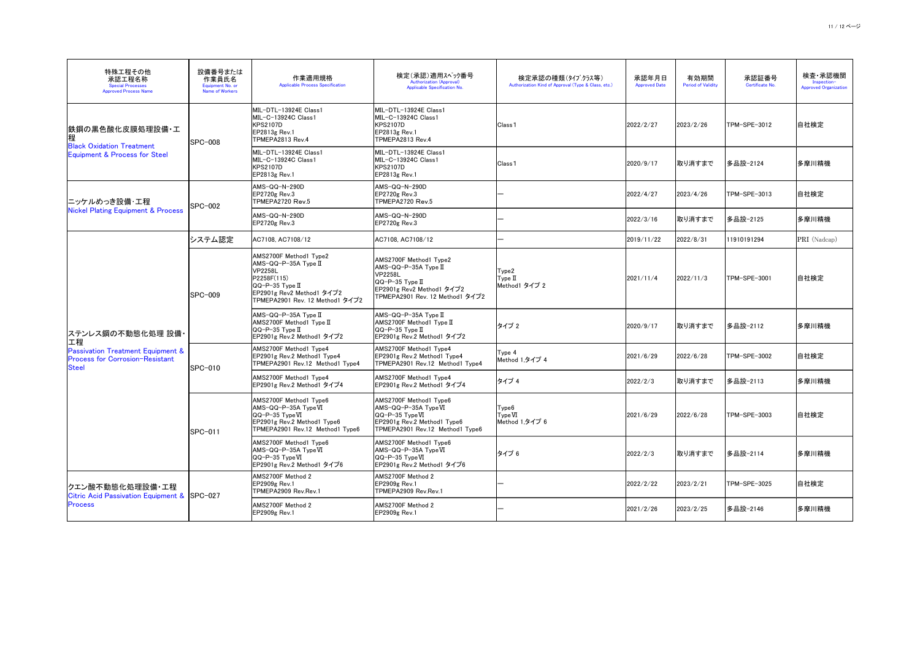| 特殊工程その他承認工程名称 Special Processes Approved Process Name | 設備番号または作業員氏名 Equipment No. or Name of Workers | 作業適用規格 Applicable Process Specification | 検定(承認)適用ｽﾍﾟｯｸ番号 Authorization (Approval) Applicable Specification No. | 検定承認の種類(ﾀｲﾌﾟ.ｸﾗｽ等) Authorization Kind of Approval (Type & Class, etc.) | 承認年月日 Approved Date | 有効期間 Period of Validity | 承認証番号 Certificate No. | 検査・承認機関 Inspection-Approved Organization |
|---|---|---|---|---|---|---|---|---|
| 鉄鋼の黒色酸化皮膜処理設備・工程 Black Oxidation Treatment Equipment & Process for Steel | SPC-008 | MIL-DTL-13924E Class1<br>MIL-C-13924C Class1<br>KPS2107D<br>EP2813g Rev.1<br>TPMEPA2813 Rev.4 | MIL-DTL-13924E Class1<br>MIL-C-13924C Class1<br>KPS2107D<br>EP2813g Rev.1<br>TPMEPA2813 Rev.4 | Class1 | 2022/2/27 | 2023/2/26 | TPM-SPE-3012 | 自社検定 |
| | | MIL-DTL-13924E Class1<br>MIL-C-13924C Class1<br>KPS2107D<br>EP2813g Rev.1 | MIL-DTL-13924E Class1<br>MIL-C-13924C Class1<br>KPS2107D<br>EP2813g Rev.1 | Class1 | 2020/9/17 | 取り消すまで | 多品設-2124 | 多摩川精機 |
| ニッケルめっき設備・工程 Nickel Plating Equipment & Process | SPC-002 | AMS-QQ-N-290D<br>EP2720g Rev.3<br>TPMEPA2720 Rev.5 | AMS-QQ-N-290D<br>EP2720g Rev.3<br>TPMEPA2720 Rev.5 | ― | 2022/4/27 | 2023/4/26 | TPM-SPE-3013 | 自社検定 |
| | | AMS-QQ-N-290D<br>EP2720g Rev.3 | AMS-QQ-N-290D<br>EP2720g Rev.3 | ― | 2022/3/16 | 取り消すまで | 多品設-2125 | 多摩川精機 |
| ステンレス鋼の不動態化処理 設備・工程 Passivation Treatment Equipment & Process for Corrosion-Resistant Steel | システム認定 | AC7108, AC7108/12 | AC7108, AC7108/12 | ― | 2019/11/22 | 2022/8/31 | 11910191294 | PRI (Nadcap) |
| | SPC-009 | AMS2700F Method1 Type2<br>AMS-QQ-P-35A Type Ⅱ<br>VP2258L<br>P2258F(115)<br>QQ-P-35 Type Ⅱ<br>EP2901g Rev2 Method1 タイプ2<br>TPMEPA2901 Rev. 12 Method1 タイプ2 | AMS2700F Method1 Type2<br>AMS-QQ-P-35A Type Ⅱ<br>VP2258L<br>QQ-P-35 Type Ⅱ<br>EP2901g Rev2 Method1 タイプ2<br>TPMEPA2901 Rev. 12 Method1 タイプ2 | Type2<br>Type Ⅱ<br>Method1 タイプ 2 | 2021/11/4 | 2022/11/3 | TPM-SPE-3001 | 自社検定 |
| | | AMS-QQ-P-35A Type Ⅱ<br>AMS2700F Method1 Type Ⅱ<br>QQ-P-35 Type Ⅱ<br>EP2901g Rev.2 Method1 タイプ2 | AMS-QQ-P-35A Type Ⅱ<br>AMS2700F Method1 Type Ⅱ<br>QQ-P-35 Type Ⅱ<br>EP2901g Rev.2 Method1 タイプ2 | タイプ 2 | 2020/9/17 | 取り消すまで | 多品設-2112 | 多摩川精機 |
| | SPC-010 | AMS2700F Method1 Type4<br>EP2901g Rev.2 Method1 Type4<br>TPMEPA2901 Rev.12 Method1 Type4 | AMS2700F Method1 Type4<br>EP2901g Rev.2 Method1 Type4<br>TPMEPA2901 Rev.12 Method1 Type4 | Type 4<br>Method 1,タイプ 4 | 2021/6/29 | 2022/6/28 | TPM-SPE-3002 | 自社検定 |
| | | AMS2700F Method1 Type4<br>EP2901g Rev.2 Method1 タイプ4 | AMS2700F Method1 Type4<br>EP2901g Rev.2 Method1 タイプ4 | タイプ 4 | 2022/2/3 | 取り消すまで | 多品設-2113 | 多摩川精機 |
| | SPC-011 | AMS2700F Method1 Type6<br>AMS-QQ-P-35A TypeⅥ<br>QQ-P-35 TypeⅥ<br>EP2901g Rev.2 Method1 Type6<br>TPMEPA2901 Rev.12 Method1 Type6 | AMS2700F Method1 Type6<br>AMS-QQ-P-35A TypeⅥ<br>QQ-P-35 TypeⅥ<br>EP2901g Rev.2 Method1 Type6<br>TPMEPA2901 Rev.12 Method1 Type6 | Type6<br>TypeⅥ<br>Method 1,タイプ 6 | 2021/6/29 | 2022/6/28 | TPM-SPE-3003 | 自社検定 |
| | | AMS2700F Method1 Type6<br>AMS-QQ-P-35A TypeⅥ<br>QQ-P-35 TypeⅥ<br>EP2901g Rev.2 Method1 タイプ6 | AMS2700F Method1 Type6<br>AMS-QQ-P-35A TypeⅥ<br>QQ-P-35 TypeⅥ<br>EP2901g Rev.2 Method1 タイプ6 | タイプ 6 | 2022/2/3 | 取り消すまで | 多品設-2114 | 多摩川精機 |
| クエン酸不動態化処理設備・工程 Citric Acid Passivation Equipment & Process | SPC-027 | AMS2700F Method 2<br>EP2909g Rev.1<br>TPMEPA2909 Rev.Rev.1 | AMS2700F Method 2<br>EP2909g Rev.1<br>TPMEPA2909 Rev.Rev.1 | ― | 2022/2/22 | 2023/2/21 | TPM-SPE-3025 | 自社検定 |
| | | AMS2700F Method 2<br>EP2909g Rev.1 | AMS2700F Method 2<br>EP2909g Rev.1 | ― | 2021/2/26 | 2023/2/25 | 多品設-2146 | 多摩川精機 |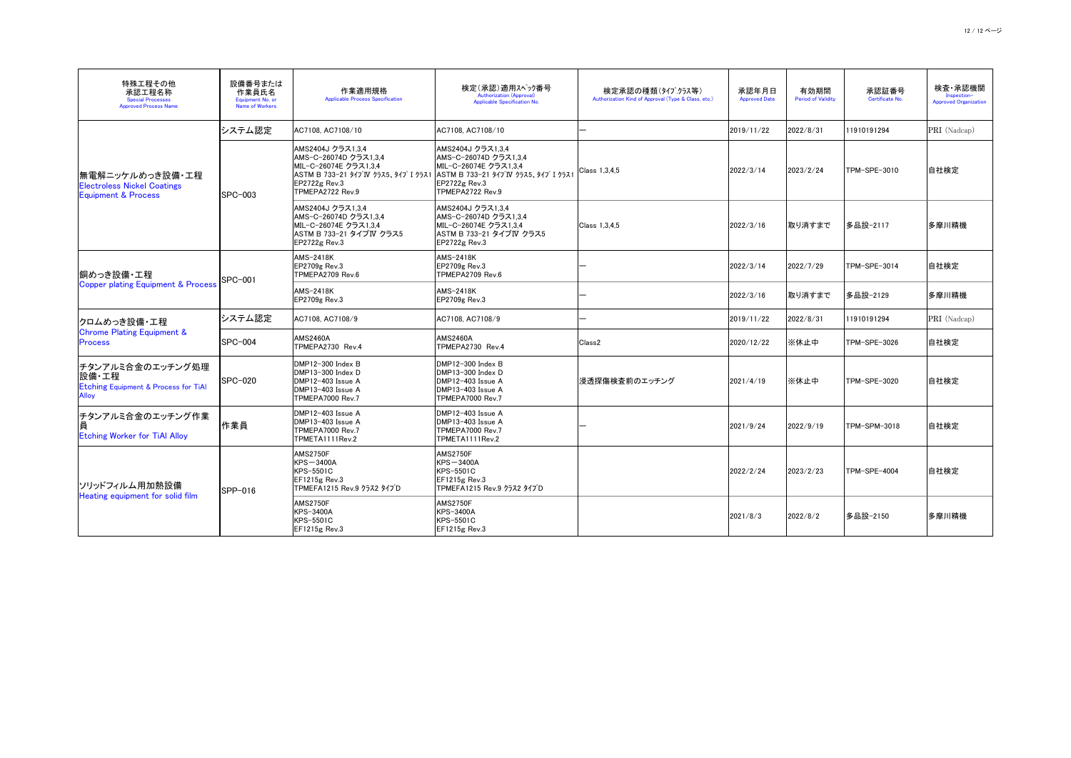| 特殊工程その他承認工程名称 Special Processes Approved Process Name | 設備番号または作業員氏名 Equipment No. or Name of Workers | 作業適用規格 Applicable Process Specification | 検定(承認)適用ｽﾍﾟｯｸ番号 Authorization (Approval) Applicable Specification No. | 検定承認の種類(ﾀｲﾌﾟ.ｸﾗｽ等) Authorization Kind of Approval (Type & Class, etc.) | 承認年月日 Approved Date | 有効期間 Period of Validity | 承認証番号 Certificate No. | 検査・承認機関 Inspection-Approved Organization |
|---|---|---|---|---|---|---|---|---|
| 無電解ニッケルめっき設備・工程 Electroless Nickel Coatings Equipment & Process | システム認定 | AC7108, AC7108/10 | AC7108, AC7108/10 | — | 2019/11/22 | 2022/8/31 | 11910191294 | PRI (Nadcap) |
| | SPC-003 | AMS2404J クラス1,3,4<br>AMS-C-26074D クラス1,3,4<br>MIL-C-26074E クラス1,3,4<br>ASTM B 733-21 ﾀｲﾌﾟⅣ ｸﾗｽ5、ﾀｲﾌﾟⅠ ｸﾗｽ1<br>EP2722g Rev.3<br>TPMEPA2722 Rev.9 | AMS2404J クラス1,3,4<br>AMS-C-26074D クラス1,3,4<br>MIL-C-26074E クラス1,3,4<br>ASTM B 733-21 ﾀｲﾌﾟⅣ ｸﾗｽ5、ﾀｲﾌﾟⅠ ｸﾗｽ1<br>EP2722g Rev.3<br>TPMEPA2722 Rev.9 | Class 1,3,4,5 | 2022/3/14 | 2023/2/24 | TPM-SPE-3010 | 自社検定 |
| | | AMS2404J クラス1,3,4<br>AMS-C-26074D クラス1,3,4<br>MIL-C-26074E クラス1,3,4<br>ASTM B 733-21 タイプⅣ クラス5<br>EP2722g Rev.3 | AMS2404J クラス1,3,4<br>AMS-C-26074D クラス1,3,4<br>MIL-C-26074E クラス1,3,4<br>ASTM B 733-21 タイプⅣ クラス5<br>EP2722g Rev.3 | Class 1,3,4,5 | 2022/3/16 | 取り消すまで | 多品設-2117 | 多摩川精機 |
| 銅めっき設備・工程 Copper plating Equipment & Process | SPC-001 | AMS-2418K<br>EP2709g Rev.3<br>TPMEPA2709 Rev.6 | AMS-2418K<br>EP2709g Rev.3<br>TPMEPA2709 Rev.6 | — | 2022/3/14 | 2022/7/29 | TPM-SPE-3014 | 自社検定 |
| | | AMS-2418K<br>EP2709g Rev.3 | AMS-2418K<br>EP2709g Rev.3 | — | 2022/3/16 | 取り消すまで | 多品設-2129 | 多摩川精機 |
| クロムめっき設備・工程 Chrome Plating Equipment & Process | システム認定 | AC7108, AC7108/9 | AC7108, AC7108/9 | — | 2019/11/22 | 2022/8/31 | 11910191294 | PRI (Nadcap) |
| | SPC-004 | AMS2460A<br>TPMEPA2730 Rev.4 | AMS2460A<br>TPMEPA2730 Rev.4 | Class2 | 2020/12/22 | ※休止中 | TPM-SPE-3026 | 自社検定 |
| チタンアルミ合金のエッチング処理設備・工程 Etching Equipment & Process for TiAl Alloy | SPC-020 | DMP12-300 Index B<br>DMP13-300 Index D<br>DMP12-403 Issue A<br>DMP13-403 Issue A<br>TPMEPA7000 Rev.7 | DMP12-300 Index B<br>DMP13-300 Index D<br>DMP12-403 Issue A<br>DMP13-403 Issue A<br>TPMEPA7000 Rev.7 | 浸透探傷検査前のエッチング | 2021/4/19 | ※休止中 | TPM-SPE-3020 | 自社検定 |
| チタンアルミ合金のエッチング作業員 Etching Worker for TiAl Alloy | 作業員 | DMP12-403 Issue A<br>DMP13-403 Issue A<br>TPMEPA7000 Rev.7<br>TPMETA1111Rev.2 | DMP12-403 Issue A<br>DMP13-403 Issue A<br>TPMEPA7000 Rev.7<br>TPMETA1111Rev.2 | — | 2021/9/24 | 2022/9/19 | TPM-SPM-3018 | 自社検定 |
| ソリッドフィルム用加熱設備 Heating equipment for solid film | SPP-016 | AMS2750F<br>KPS－3400A<br>KPS-5501C<br>EF1215g Rev.3<br>TPMEFA1215 Rev.9 ｸﾗｽ2 ﾀｲﾌﾟD | AMS2750F<br>KPS－3400A<br>KPS-5501C<br>EF1215g Rev.3<br>TPMEFA1215 Rev.9 ｸﾗｽ2 ﾀｲﾌﾟD | | 2022/2/24 | 2023/2/23 | TPM-SPE-4004 | 自社検定 |
| | | AMS2750F<br>KPS-3400A<br>KPS-5501C<br>EF1215g Rev.3 | AMS2750F<br>KPS-3400A<br>KPS-5501C<br>EF1215g Rev.3 | | 2021/8/3 | 2022/8/2 | 多品設-2150 | 多摩川精機 |